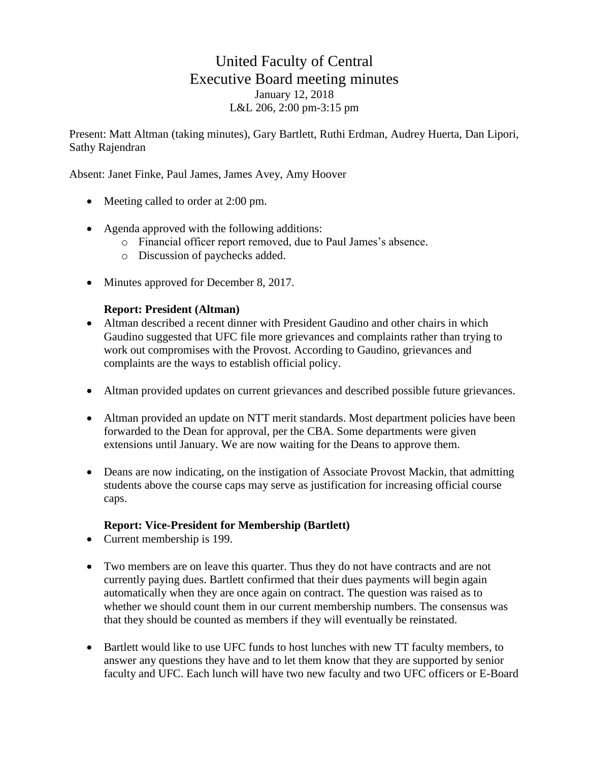# United Faculty of Central
## Executive Board meeting minutes

January 12, 2018
L&L 206, 2:00 pm-3:15 pm

Present: Matt Altman (taking minutes), Gary Bartlett, Ruthi Erdman, Audrey Huerta, Dan Lipori, Sathy Rajendran

Absent: Janet Finke, Paul James, James Avey, Amy Hoover

- Meeting called to order at 2:00 pm.
- Agenda approved with the following additions:
  - Financial officer report removed, due to Paul James's absence.
  - Discussion of paychecks added.
- Minutes approved for December 8, 2017.

**Report: President (Altman)**

- Altman described a recent dinner with President Gaudino and other chairs in which Gaudino suggested that UFC file more grievances and complaints rather than trying to work out compromises with the Provost. According to Gaudino, grievances and complaints are the ways to establish official policy.
- Altman provided updates on current grievances and described possible future grievances.
- Altman provided an update on NTT merit standards. Most department policies have been forwarded to the Dean for approval, per the CBA. Some departments were given extensions until January. We are now waiting for the Deans to approve them.
- Deans are now indicating, on the instigation of Associate Provost Mackin, that admitting students above the course caps may serve as justification for increasing official course caps.

**Report: Vice-President for Membership (Bartlett)**

- Current membership is 199.
- Two members are on leave this quarter. Thus they do not have contracts and are not currently paying dues. Bartlett confirmed that their dues payments will begin again automatically when they are once again on contract. The question was raised as to whether we should count them in our current membership numbers. The consensus was that they should be counted as members if they will eventually be reinstated.
- Bartlett would like to use UFC funds to host lunches with new TT faculty members, to answer any questions they have and to let them know that they are supported by senior faculty and UFC. Each lunch will have two new faculty and two UFC officers or E-Board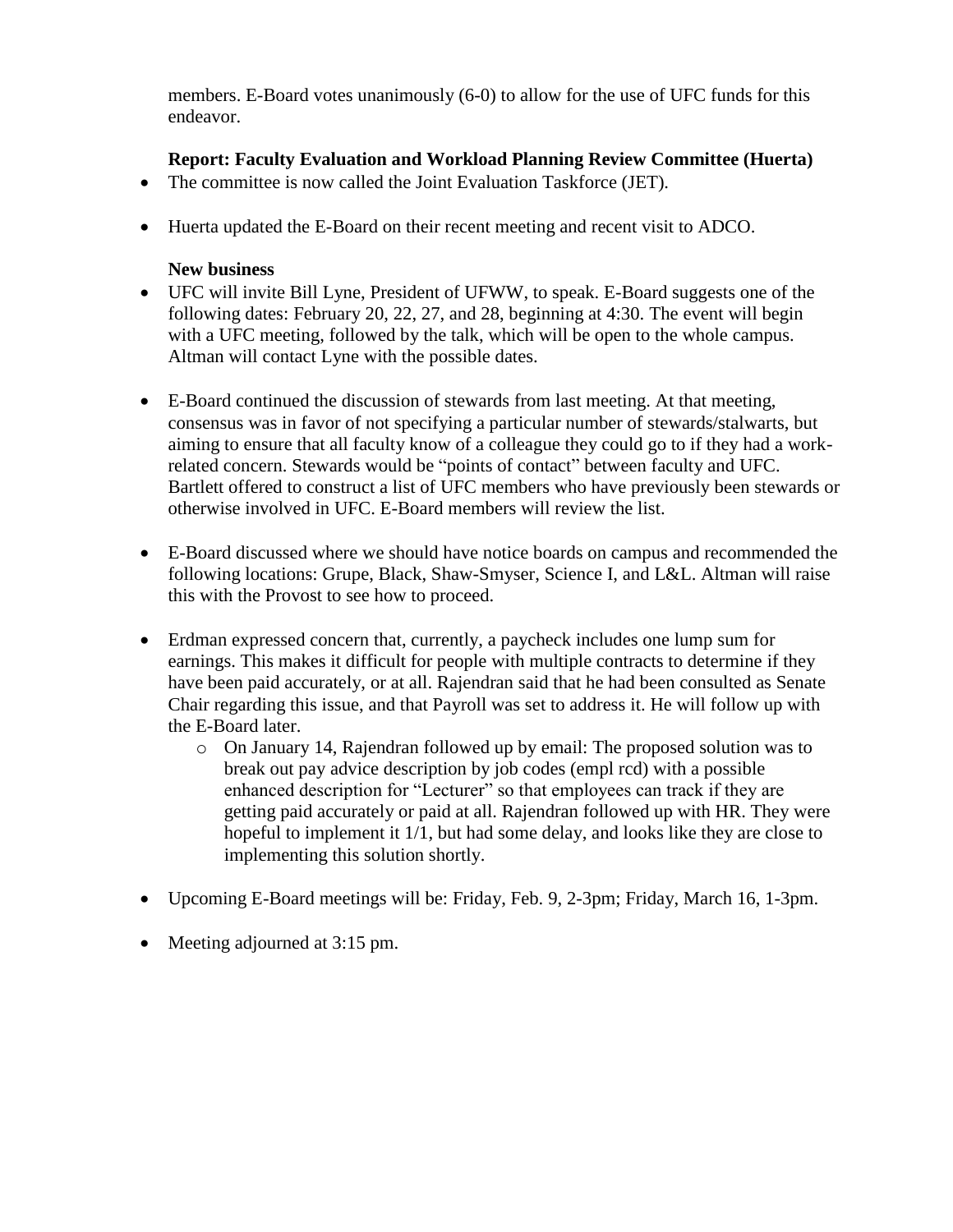members. E-Board votes unanimously (6-0) to allow for the use of UFC funds for this endeavor.

**Report: Faculty Evaluation and Workload Planning Review Committee (Huerta)**

- The committee is now called the Joint Evaluation Taskforce (JET).
- Huerta updated the E-Board on their recent meeting and recent visit to ADCO.

**New business**

- UFC will invite Bill Lyne, President of UFWW, to speak. E-Board suggests one of the following dates: February 20, 22, 27, and 28, beginning at 4:30. The event will begin with a UFC meeting, followed by the talk, which will be open to the whole campus. Altman will contact Lyne with the possible dates.
- E-Board continued the discussion of stewards from last meeting. At that meeting, consensus was in favor of not specifying a particular number of stewards/stalwarts, but aiming to ensure that all faculty know of a colleague they could go to if they had a work-related concern. Stewards would be "points of contact" between faculty and UFC. Bartlett offered to construct a list of UFC members who have previously been stewards or otherwise involved in UFC. E-Board members will review the list.
- E-Board discussed where we should have notice boards on campus and recommended the following locations: Grupe, Black, Shaw-Smyser, Science I, and L&L. Altman will raise this with the Provost to see how to proceed.
- Erdman expressed concern that, currently, a paycheck includes one lump sum for earnings. This makes it difficult for people with multiple contracts to determine if they have been paid accurately, or at all. Rajendran said that he had been consulted as Senate Chair regarding this issue, and that Payroll was set to address it. He will follow up with the E-Board later.
  - On January 14, Rajendran followed up by email: The proposed solution was to break out pay advice description by job codes (empl rcd) with a possible enhanced description for "Lecturer" so that employees can track if they are getting paid accurately or paid at all. Rajendran followed up with HR. They were hopeful to implement it 1/1, but had some delay, and looks like they are close to implementing this solution shortly.
- Upcoming E-Board meetings will be: Friday, Feb. 9, 2-3pm; Friday, March 16, 1-3pm.
- Meeting adjourned at 3:15 pm.